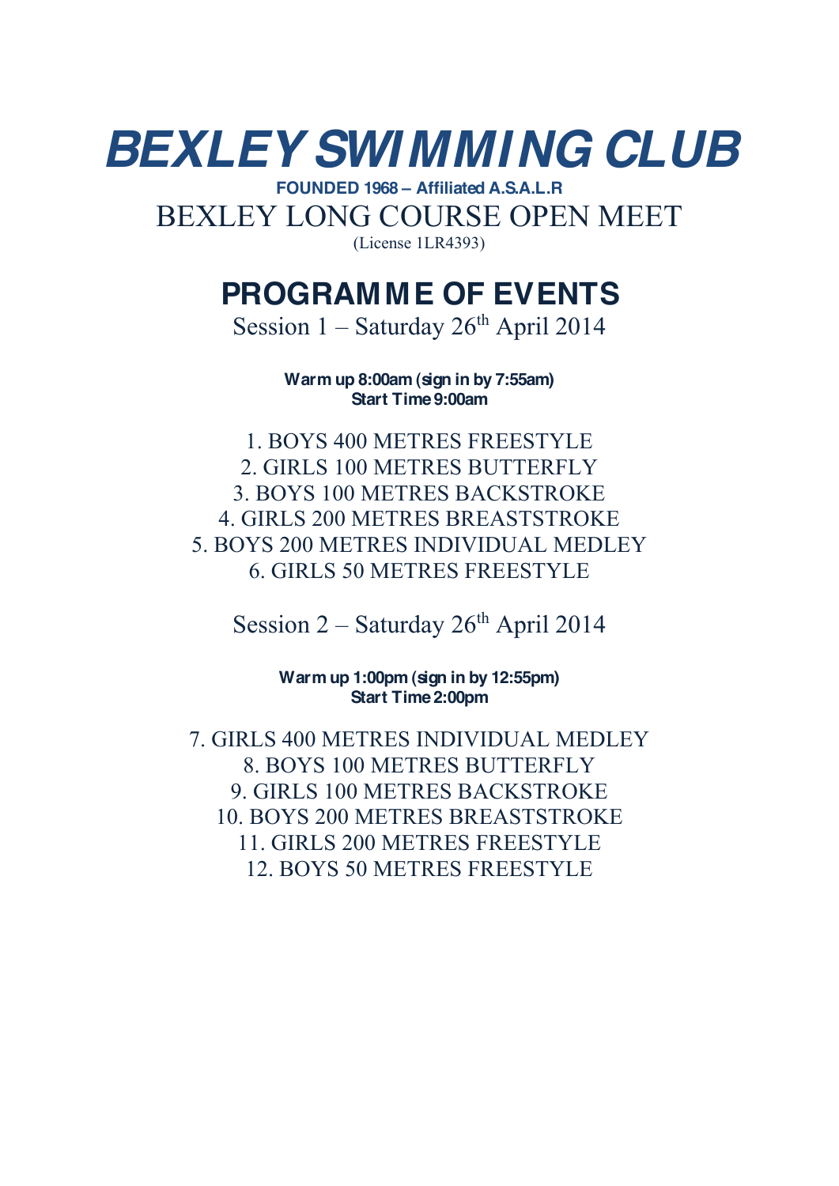# BEXLEY SWIMMING CLUB

**FOUNDED 1968 – Affiliated A.S.A.L.R**

BEXLEY LONG COURSE OPEN MEET

(License 1LR4393)

## PROGRAMME OF EVENTS

Session 1 – Saturday 26th April 2014

**Warm up 8:00am (sign in by 7:55am)**
**Start Time 9:00am**

1. BOYS 400 METRES FREESTYLE
2. GIRLS 100 METRES BUTTERFLY
3. BOYS 100 METRES BACKSTROKE
4. GIRLS 200 METRES BREASTSTROKE
5. BOYS 200 METRES INDIVIDUAL MEDLEY
6. GIRLS 50 METRES FREESTYLE

Session 2 – Saturday 26th April 2014

**Warm up 1:00pm (sign in by 12:55pm)**
**Start Time 2:00pm**

7. GIRLS 400 METRES INDIVIDUAL MEDLEY
8. BOYS 100 METRES BUTTERFLY
9. GIRLS 100 METRES BACKSTROKE
10. BOYS 200 METRES BREASTSTROKE
11. GIRLS 200 METRES FREESTYLE
12. BOYS 50 METRES FREESTYLE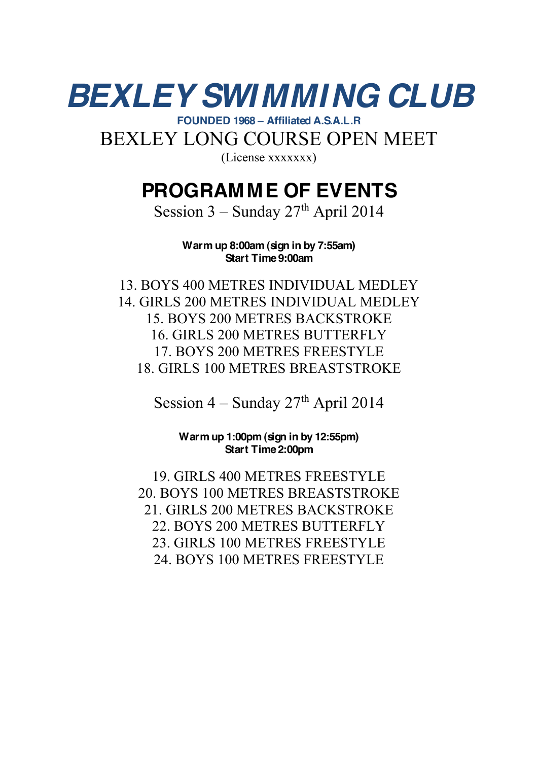# BEXLEY SWIMMING CLUB

**FOUNDED 1968 – Affiliated A.S.A.L.R**

BEXLEY LONG COURSE OPEN MEET

(License xxxxxxx)

## PROGRAMME OF EVENTS

Session 3 – Sunday 27th April 2014

**Warm up 8:00am (sign in by 7:55am)**
**Start Time 9:00am**

13. BOYS 400 METRES INDIVIDUAL MEDLEY
14. GIRLS 200 METRES INDIVIDUAL MEDLEY
15. BOYS 200 METRES BACKSTROKE
16. GIRLS 200 METRES BUTTERFLY
17. BOYS 200 METRES FREESTYLE
18. GIRLS 100 METRES BREASTSTROKE

Session 4 – Sunday 27th April 2014

**Warm up 1:00pm (sign in by 12:55pm)**
**Start Time 2:00pm**

19. GIRLS 400 METRES FREESTYLE
20. BOYS 100 METRES BREASTSTROKE
21. GIRLS 200 METRES BACKSTROKE
22. BOYS 200 METRES BUTTERFLY
23. GIRLS 100 METRES FREESTYLE
24. BOYS 100 METRES FREESTYLE